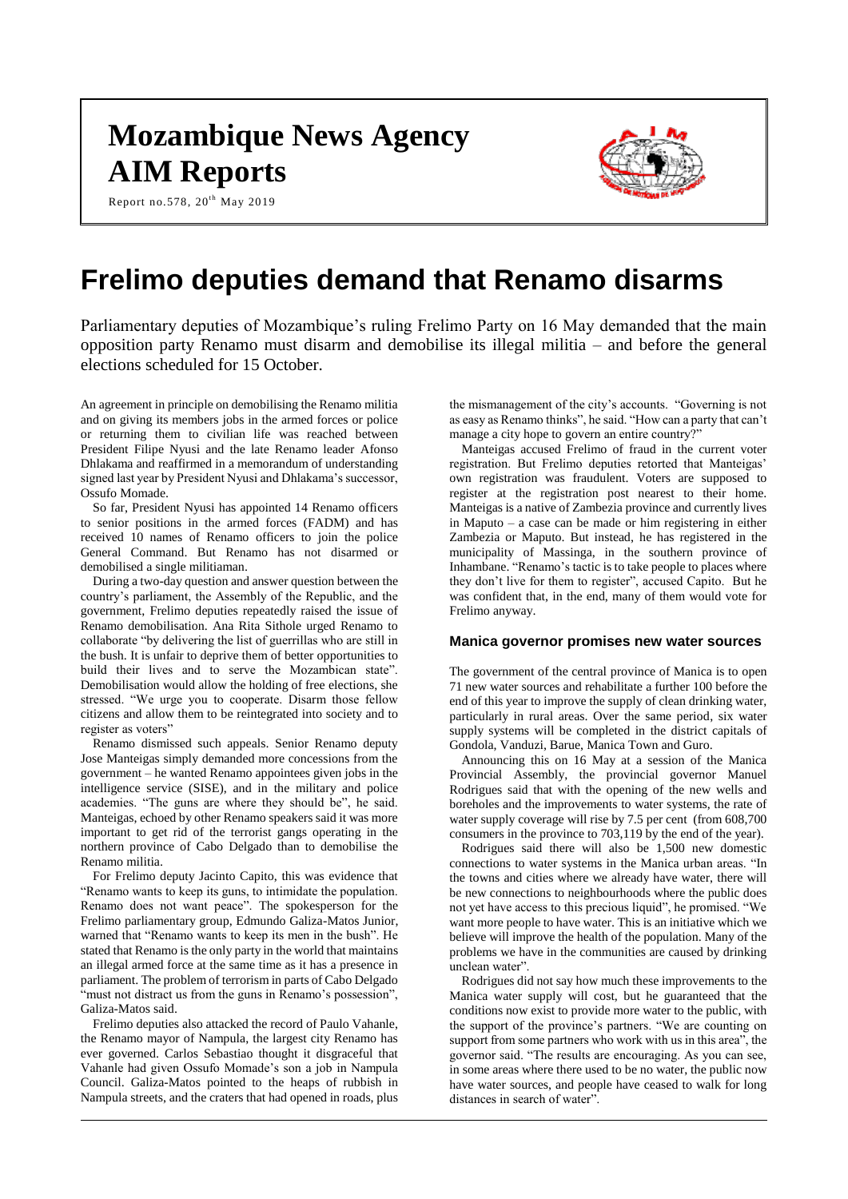# Mozambique News Agency AIM Reports

Report no.578, 20th May 2019

# Frelimo deputies demand that Renamo disarms

Parliamentary deputies of Mozambique's ruling Frelimo Party on 16 May demanded that the main opposition party Renamo must disarm and demobilise its illegal militia – and before the general elections scheduled for 15 October.

An agreement in principle on demobilising the Renamo militia and on giving its members jobs in the armed forces or police or returning them to civilian life was reached between President Filipe Nyusi and the late Renamo leader Afonso Dhlakama and reaffirmed in a memorandum of understanding signed last year by President Nyusi and Dhlakama's successor, Ossufo Momade.

So far, President Nyusi has appointed 14 Renamo officers to senior positions in the armed forces (FADM) and has received 10 names of Renamo officers to join the police General Command. But Renamo has not disarmed or demobilised a single militiaman.

During a two-day question and answer question between the country's parliament, the Assembly of the Republic, and the government, Frelimo deputies repeatedly raised the issue of Renamo demobilisation. Ana Rita Sithole urged Renamo to collaborate "by delivering the list of guerrillas who are still in the bush. It is unfair to deprive them of better opportunities to build their lives and to serve the Mozambican state". Demobilisation would allow the holding of free elections, she stressed. "We urge you to cooperate. Disarm those fellow citizens and allow them to be reintegrated into society and to register as voters"

Renamo dismissed such appeals. Senior Renamo deputy Jose Manteigas simply demanded more concessions from the government – he wanted Renamo appointees given jobs in the intelligence service (SISE), and in the military and police academies. "The guns are where they should be", he said. Manteigas, echoed by other Renamo speakers said it was more important to get rid of the terrorist gangs operating in the northern province of Cabo Delgado than to demobilise the Renamo militia.

For Frelimo deputy Jacinto Capito, this was evidence that "Renamo wants to keep its guns, to intimidate the population. Renamo does not want peace". The spokesperson for the Frelimo parliamentary group, Edmundo Galiza-Matos Junior, warned that "Renamo wants to keep its men in the bush". He stated that Renamo is the only party in the world that maintains an illegal armed force at the same time as it has a presence in parliament. The problem of terrorism in parts of Cabo Delgado "must not distract us from the guns in Renamo's possession", Galiza-Matos said.

Frelimo deputies also attacked the record of Paulo Vahanle, the Renamo mayor of Nampula, the largest city Renamo has ever governed. Carlos Sebastiao thought it disgraceful that Vahanle had given Ossufo Momade's son a job in Nampula Council. Galiza-Matos pointed to the heaps of rubbish in Nampula streets, and the craters that had opened in roads, plus the mismanagement of the city's accounts. "Governing is not as easy as Renamo thinks", he said. "How can a party that can't manage a city hope to govern an entire country?"

Manteigas accused Frelimo of fraud in the current voter registration. But Frelimo deputies retorted that Manteigas' own registration was fraudulent. Voters are supposed to register at the registration post nearest to their home. Manteigas is a native of Zambezia province and currently lives in Maputo – a case can be made or him registering in either Zambezia or Maputo. But instead, he has registered in the municipality of Massinga, in the southern province of Inhambane. "Renamo's tactic is to take people to places where they don't live for them to register", accused Capito. But he was confident that, in the end, many of them would vote for Frelimo anyway.

### Manica governor promises new water sources

The government of the central province of Manica is to open 71 new water sources and rehabilitate a further 100 before the end of this year to improve the supply of clean drinking water, particularly in rural areas. Over the same period, six water supply systems will be completed in the district capitals of Gondola, Vanduzi, Barue, Manica Town and Guro.

Announcing this on 16 May at a session of the Manica Provincial Assembly, the provincial governor Manuel Rodrigues said that with the opening of the new wells and boreholes and the improvements to water systems, the rate of water supply coverage will rise by 7.5 per cent (from 608,700 consumers in the province to 703,119 by the end of the year).

Rodrigues said there will also be 1,500 new domestic connections to water systems in the Manica urban areas. "In the towns and cities where we already have water, there will be new connections to neighbourhoods where the public does not yet have access to this precious liquid", he promised. "We want more people to have water. This is an initiative which we believe will improve the health of the population. Many of the problems we have in the communities are caused by drinking unclean water".

Rodrigues did not say how much these improvements to the Manica water supply will cost, but he guaranteed that the conditions now exist to provide more water to the public, with the support of the province's partners. "We are counting on support from some partners who work with us in this area", the governor said. "The results are encouraging. As you can see, in some areas where there used to be no water, the public now have water sources, and people have ceased to walk for long distances in search of water".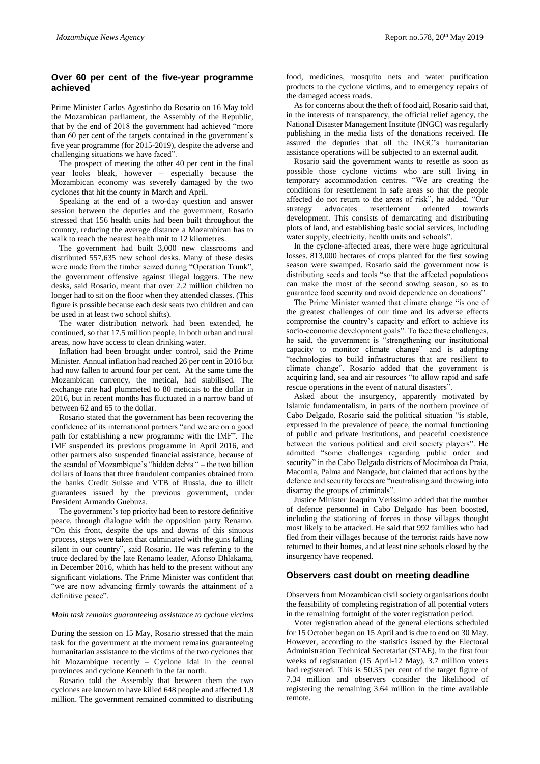## Over 60 per cent of the five-year programme achieved

Prime Minister Carlos Agostinho do Rosario on 16 May told the Mozambican parliament, the Assembly of the Republic, that by the end of 2018 the government had achieved "more than 60 per cent of the targets contained in the government's five year programme (for 2015-2019), despite the adverse and challenging situations we have faced".

The prospect of meeting the other 40 per cent in the final year looks bleak, however – especially because the Mozambican economy was severely damaged by the two cyclones that hit the county in March and April.

Speaking at the end of a two-day question and answer session between the deputies and the government, Rosario stressed that 156 health units had been built throughout the country, reducing the average distance a Mozambican has to walk to reach the nearest health unit to 12 kilometres.

The government had built 3,000 new classrooms and distributed 557,635 new school desks. Many of these desks were made from the timber seized during "Operation Trunk", the government offensive against illegal loggers. The new desks, said Rosario, meant that over 2.2 million children no longer had to sit on the floor when they attended classes. (This figure is possible because each desk seats two children and can be used in at least two school shifts).

The water distribution network had been extended, he continued, so that 17.5 million people, in both urban and rural areas, now have access to clean drinking water.

Inflation had been brought under control, said the Prime Minister. Annual inflation had reached 26 per cent in 2016 but had now fallen to around four per cent. At the same time the Mozambican currency, the metical, had stabilised. The exchange rate had plummeted to 80 meticais to the dollar in 2016, but in recent months has fluctuated in a narrow band of between 62 and 65 to the dollar.

Rosario stated that the government has been recovering the confidence of its international partners "and we are on a good path for establishing a new programme with the IMF". The IMF suspended its previous programme in April 2016, and other partners also suspended financial assistance, because of the scandal of Mozambique's "hidden debts " – the two billion dollars of loans that three fraudulent companies obtained from the banks Credit Suisse and VTB of Russia, due to illicit guarantees issued by the previous government, under President Armando Guebuza.

The government's top priority had been to restore definitive peace, through dialogue with the opposition party Renamo. "On this front, despite the ups and downs of this sinuous process, steps were taken that culminated with the guns falling silent in our country", said Rosario. He was referring to the truce declared by the late Renamo leader, Afonso Dhlakama, in December 2016, which has held to the present without any significant violations. The Prime Minister was confident that "we are now advancing firmly towards the attainment of a definitive peace".

*Main task remains guaranteeing assistance to cyclone victims*

During the session on 15 May, Rosario stressed that the main task for the government at the moment remains guaranteeing humanitarian assistance to the victims of the two cyclones that hit Mozambique recently – Cyclone Idai in the central provinces and cyclone Kenneth in the far north.

Rosario told the Assembly that between them the two cyclones are known to have killed 648 people and affected 1.8 million. The government remained committed to distributing food, medicines, mosquito nets and water purification products to the cyclone victims, and to emergency repairs of the damaged access roads.

As for concerns about the theft of food aid, Rosario said that, in the interests of transparency, the official relief agency, the National Disaster Management Institute (INGC) was regularly publishing in the media lists of the donations received. He assured the deputies that all the INGC's humanitarian assistance operations will be subjected to an external audit.

Rosario said the government wants to resettle as soon as possible those cyclone victims who are still living in temporary accommodation centres. "We are creating the conditions for resettlement in safe areas so that the people affected do not return to the areas of risk", he added. "Our strategy advocates resettlement oriented towards development. This consists of demarcating and distributing plots of land, and establishing basic social services, including water supply, electricity, health units and schools".

In the cyclone-affected areas, there were huge agricultural losses. 813,000 hectares of crops planted for the first sowing season were swamped. Rosario said the government now is distributing seeds and tools "so that the affected populations can make the most of the second sowing season, so as to guarantee food security and avoid dependence on donations".

The Prime Minister warned that climate change "is one of the greatest challenges of our time and its adverse effects compromise the country's capacity and effort to achieve its socio-economic development goals". To face these challenges, he said, the government is "strengthening our institutional capacity to monitor climate change" and is adopting "technologies to build infrastructures that are resilient to climate change". Rosario added that the government is acquiring land, sea and air resources "to allow rapid and safe rescue operations in the event of natural disasters".

Asked about the insurgency, apparently motivated by Islamic fundamentalism, in parts of the northern province of Cabo Delgado, Rosario said the political situation "is stable, expressed in the prevalence of peace, the normal functioning of public and private institutions, and peaceful coexistence between the various political and civil society players". He admitted "some challenges regarding public order and security" in the Cabo Delgado districts of Mocimboa da Praia, Macomia, Palma and Nangade, but claimed that actions by the defence and security forces are "neutralising and throwing into disarray the groups of criminals".

Justice Minister Joaquim Verissimo added that the number of defence personnel in Cabo Delgado has been boosted, including the stationing of forces in those villages thought most likely to be attacked. He said that 992 families who had fled from their villages because of the terrorist raids have now returned to their homes, and at least nine schools closed by the insurgency have reopened.

## Observers cast doubt on meeting deadline

Observers from Mozambican civil society organisations doubt the feasibility of completing registration of all potential voters in the remaining fortnight of the voter registration period.

Voter registration ahead of the general elections scheduled for 15 October began on 15 April and is due to end on 30 May. However, according to the statistics issued by the Electoral Administration Technical Secretariat (STAE), in the first four weeks of registration (15 April-12 May), 3.7 million voters had registered. This is 50.35 per cent of the target figure of 7.34 million and observers consider the likelihood of registering the remaining 3.64 million in the time available remote.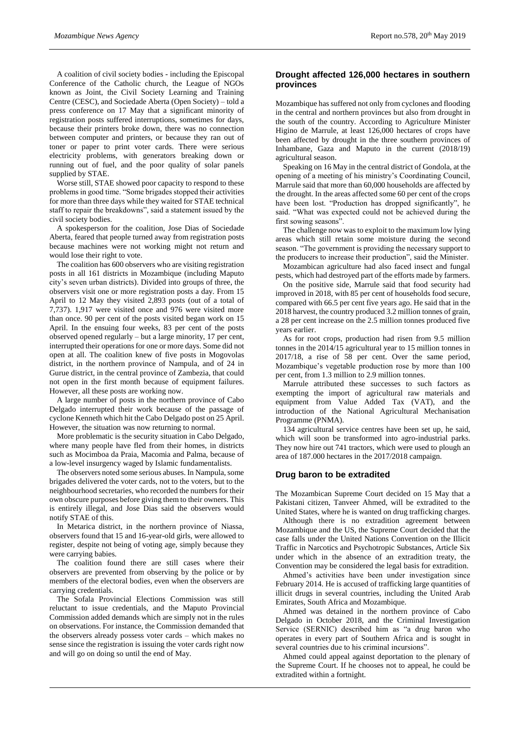A coalition of civil society bodies - including the Episcopal Conference of the Catholic church, the League of NGOs known as Joint, the Civil Society Learning and Training Centre (CESC), and Sociedade Aberta (Open Society) – told a press conference on 17 May that a significant minority of registration posts suffered interruptions, sometimes for days, because their printers broke down, there was no connection between computer and printers, or because they ran out of toner or paper to print voter cards. There were serious electricity problems, with generators breaking down or running out of fuel, and the poor quality of solar panels supplied by STAE.

Worse still, STAE showed poor capacity to respond to these problems in good time. "Some brigades stopped their activities for more than three days while they waited for STAE technical staff to repair the breakdowns", said a statement issued by the civil society bodies.

A spokesperson for the coalition, Jose Dias of Sociedade Aberta, feared that people turned away from registration posts because machines were not working might not return and would lose their right to vote.

The coalition has 600 observers who are visiting registration posts in all 161 districts in Mozambique (including Maputo city's seven urban districts). Divided into groups of three, the observers visit one or more registration posts a day. From 15 April to 12 May they visited 2,893 posts (out of a total of 7,737). 1,917 were visited once and 976 were visited more than once. 90 per cent of the posts visited began work on 15 April. In the ensuing four weeks, 83 per cent of the posts observed opened regularly – but a large minority, 17 per cent, interrupted their operations for one or more days. Some did not open at all. The coalition knew of five posts in Mogovolas district, in the northern province of Nampula, and of 24 in Gurue district, in the central province of Zambezia, that could not open in the first month because of equipment failures. However, all these posts are working now.

A large number of posts in the northern province of Cabo Delgado interrupted their work because of the passage of cyclone Kenneth which hit the Cabo Delgado post on 25 April. However, the situation was now returning to normal.

More problematic is the security situation in Cabo Delgado, where many people have fled from their homes, in districts such as Mocimboa da Praia, Macomia and Palma, because of a low-level insurgency waged by Islamic fundamentalists.

The observers noted some serious abuses. In Nampula, some brigades delivered the voter cards, not to the voters, but to the neighbourhood secretaries, who recorded the numbers for their own obscure purposes before giving them to their owners. This is entirely illegal, and Jose Dias said the observers would notify STAE of this.

In Metarica district, in the northern province of Niassa, observers found that 15 and 16-year-old girls, were allowed to register, despite not being of voting age, simply because they were carrying babies.

The coalition found there are still cases where their observers are prevented from observing by the police or by members of the electoral bodies, even when the observers are carrying credentials.

The Sofala Provincial Elections Commission was still reluctant to issue credentials, and the Maputo Provincial Commission added demands which are simply not in the rules on observations. For instance, the Commission demanded that the observers already possess voter cards – which makes no sense since the registration is issuing the voter cards right now and will go on doing so until the end of May.

## Drought affected 126,000 hectares in southern provinces

Mozambique has suffered not only from cyclones and flooding in the central and northern provinces but also from drought in the south of the country. According to Agriculture Minister Higino de Marrule, at least 126,000 hectares of crops have been affected by drought in the three southern provinces of Inhambane, Gaza and Maputo in the current (2018/19) agricultural season.

Speaking on 16 May in the central district of Gondola, at the opening of a meeting of his ministry's Coordinating Council, Marrule said that more than 60,000 households are affected by the drought. In the areas affected some 60 per cent of the crops have been lost. "Production has dropped significantly", he said. "What was expected could not be achieved during the first sowing seasons".

The challenge now was to exploit to the maximum low lying areas which still retain some moisture during the second season. "The government is providing the necessary support to the producers to increase their production", said the Minister.

Mozambican agriculture had also faced insect and fungal pests, which had destroyed part of the efforts made by farmers.

On the positive side, Marrule said that food security had improved in 2018, with 85 per cent of households food secure, compared with 66.5 per cent five years ago. He said that in the 2018 harvest, the country produced 3.2 million tonnes of grain, a 28 per cent increase on the 2.5 million tonnes produced five years earlier.

As for root crops, production had risen from 9.5 million tonnes in the 2014/15 agricultural year to 15 million tonnes in 2017/18, a rise of 58 per cent. Over the same period, Mozambique's vegetable production rose by more than 100 per cent, from 1.3 million to 2.9 million tonnes.

Marrule attributed these successes to such factors as exempting the import of agricultural raw materials and equipment from Value Added Tax (VAT), and the introduction of the National Agricultural Mechanisation Programme (PNMA).

134 agricultural service centres have been set up, he said, which will soon be transformed into agro-industrial parks. They now hire out 741 tractors, which were used to plough an area of 187.000 hectares in the 2017/2018 campaign.

## Drug baron to be extradited

The Mozambican Supreme Court decided on 15 May that a Pakistani citizen, Tanveer Ahmed, will be extradited to the United States, where he is wanted on drug trafficking charges.

Although there is no extradition agreement between Mozambique and the US, the Supreme Court decided that the case falls under the United Nations Convention on the Illicit Traffic in Narcotics and Psychotropic Substances, Article Six under which in the absence of an extradition treaty, the Convention may be considered the legal basis for extradition.

Ahmed's activities have been under investigation since February 2014. He is accused of trafficking large quantities of illicit drugs in several countries, including the United Arab Emirates, South Africa and Mozambique.

Ahmed was detained in the northern province of Cabo Delgado in October 2018, and the Criminal Investigation Service (SERNIC) described him as "a drug baron who operates in every part of Southern Africa and is sought in several countries due to his criminal incursions".

Ahmed could appeal against deportation to the plenary of the Supreme Court. If he chooses not to appeal, he could be extradited within a fortnight.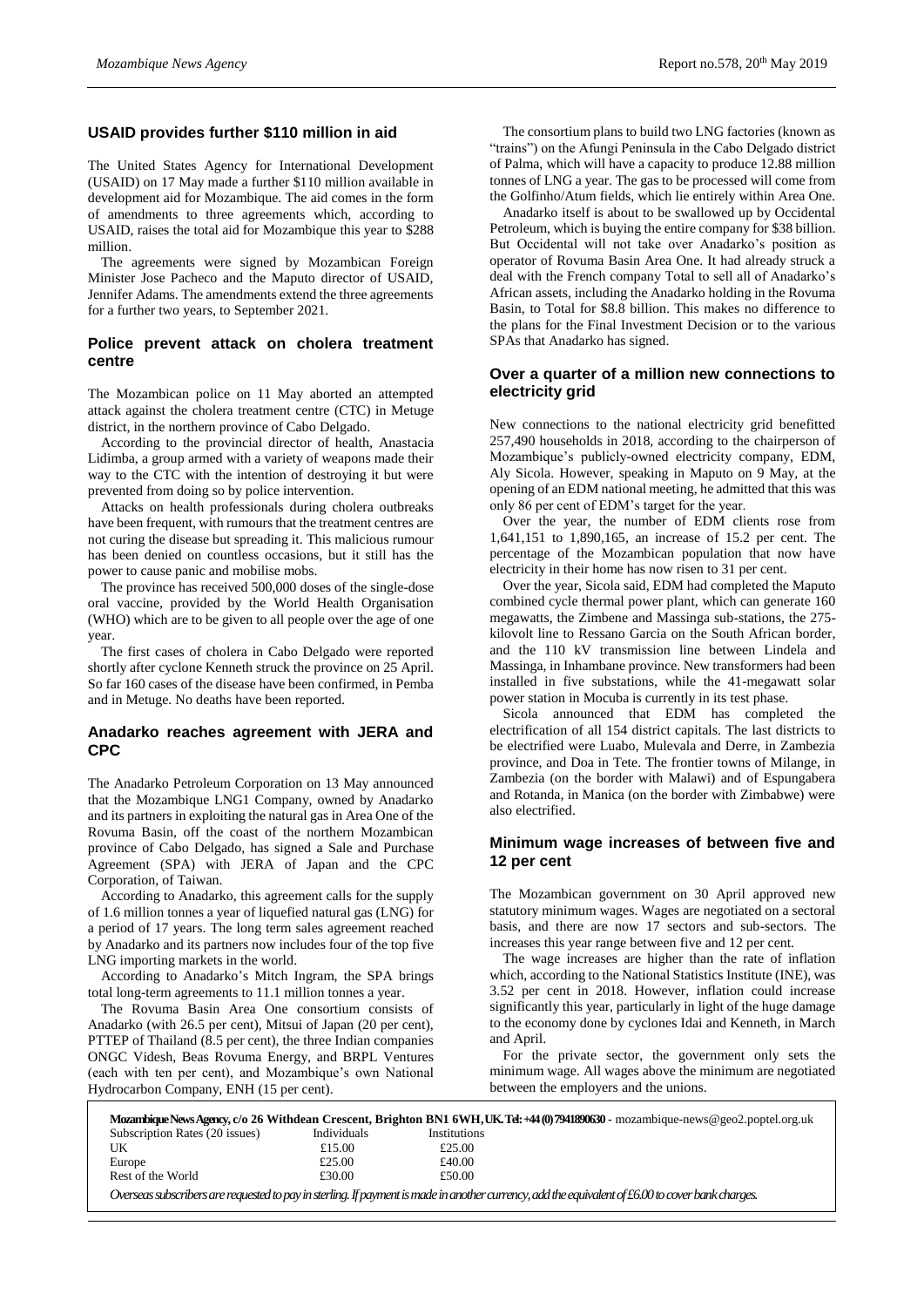## USAID provides further $110 million in aid

The United States Agency for International Development (USAID) on 17 May made a further $110 million available in development aid for Mozambique. The aid comes in the form of amendments to three agreements which, according to USAID, raises the total aid for Mozambique this year to $288 million.

The agreements were signed by Mozambican Foreign Minister Jose Pacheco and the Maputo director of USAID, Jennifer Adams. The amendments extend the three agreements for a further two years, to September 2021.

## Police prevent attack on cholera treatment centre

The Mozambican police on 11 May aborted an attempted attack against the cholera treatment centre (CTC) in Metuge district, in the northern province of Cabo Delgado.

According to the provincial director of health, Anastacia Lidimba, a group armed with a variety of weapons made their way to the CTC with the intention of destroying it but were prevented from doing so by police intervention.

Attacks on health professionals during cholera outbreaks have been frequent, with rumours that the treatment centres are not curing the disease but spreading it. This malicious rumour has been denied on countless occasions, but it still has the power to cause panic and mobilise mobs.

The province has received 500,000 doses of the single-dose oral vaccine, provided by the World Health Organisation (WHO) which are to be given to all people over the age of one year.

The first cases of cholera in Cabo Delgado were reported shortly after cyclone Kenneth struck the province on 25 April. So far 160 cases of the disease have been confirmed, in Pemba and in Metuge. No deaths have been reported.

## Anadarko reaches agreement with JERA and CPC

The Anadarko Petroleum Corporation on 13 May announced that the Mozambique LNG1 Company, owned by Anadarko and its partners in exploiting the natural gas in Area One of the Rovuma Basin, off the coast of the northern Mozambican province of Cabo Delgado, has signed a Sale and Purchase Agreement (SPA) with JERA of Japan and the CPC Corporation, of Taiwan.

According to Anadarko, this agreement calls for the supply of 1.6 million tonnes a year of liquefied natural gas (LNG) for a period of 17 years. The long term sales agreement reached by Anadarko and its partners now includes four of the top five LNG importing markets in the world.

According to Anadarko's Mitch Ingram, the SPA brings total long-term agreements to 11.1 million tonnes a year.

The Rovuma Basin Area One consortium consists of Anadarko (with 26.5 per cent), Mitsui of Japan (20 per cent), PTTEP of Thailand (8.5 per cent), the three Indian companies ONGC Videsh, Beas Rovuma Energy, and BRPL Ventures (each with ten per cent), and Mozambique's own National Hydrocarbon Company, ENH (15 per cent).

The consortium plans to build two LNG factories (known as "trains") on the Afungi Peninsula in the Cabo Delgado district of Palma, which will have a capacity to produce 12.88 million tonnes of LNG a year. The gas to be processed will come from the Golfinho/Atum fields, which lie entirely within Area One.

Anadarko itself is about to be swallowed up by Occidental Petroleum, which is buying the entire company for $38 billion. But Occidental will not take over Anadarko's position as operator of Rovuma Basin Area One. It had already struck a deal with the French company Total to sell all of Anadarko's African assets, including the Anadarko holding in the Rovuma Basin, to Total for $8.8 billion. This makes no difference to the plans for the Final Investment Decision or to the various SPAs that Anadarko has signed.

## Over a quarter of a million new connections to electricity grid

New connections to the national electricity grid benefitted 257,490 households in 2018, according to the chairperson of Mozambique's publicly-owned electricity company, EDM, Aly Sicola. However, speaking in Maputo on 9 May, at the opening of an EDM national meeting, he admitted that this was only 86 per cent of EDM's target for the year.

Over the year, the number of EDM clients rose from 1,641,151 to 1,890,165, an increase of 15.2 per cent. The percentage of the Mozambican population that now have electricity in their home has now risen to 31 per cent.

Over the year, Sicola said, EDM had completed the Maputo combined cycle thermal power plant, which can generate 160 megawatts, the Zimbene and Massinga sub-stations, the 275-kilovolt line to Ressano Garcia on the South African border, and the 110 kV transmission line between Lindela and Massinga, in Inhambane province. New transformers had been installed in five substations, while the 41-megawatt solar power station in Mocuba is currently in its test phase.

Sicola announced that EDM has completed the electrification of all 154 district capitals. The last districts to be electrified were Luabo, Mulevala and Derre, in Zambezia province, and Doa in Tete. The frontier towns of Milange, in Zambezia (on the border with Malawi) and of Espungabera and Rotanda, in Manica (on the border with Zimbabwe) were also electrified.

## Minimum wage increases of between five and 12 per cent

The Mozambican government on 30 April approved new statutory minimum wages. Wages are negotiated on a sectoral basis, and there are now 17 sectors and sub-sectors. The increases this year range between five and 12 per cent.

The wage increases are higher than the rate of inflation which, according to the National Statistics Institute (INE), was 3.52 per cent in 2018. However, inflation could increase significantly this year, particularly in light of the huge damage to the economy done by cyclones Idai and Kenneth, in March and April.

For the private sector, the government only sets the minimum wage. All wages above the minimum are negotiated between the employers and the unions.

**Mozambique News Agency, c/o 26 Withdean Crescent, Brighton BN1 6WH, UK. Tel: +44 (0) 7941890630** - mozambique-news@geo2.poptel.org.uk

| Subscription Rates (20 issues) | Individuals | Institutions |
|---|---|---|
| UK | £15.00 | £25.00 |
| Europe | £25.00 | £40.00 |
| Rest of the World | £30.00 | £50.00 |

*Overseas subscribers are requested to pay in sterling. If payment is made in another currency, add the equivalent of £6.00 to cover bank charges.*